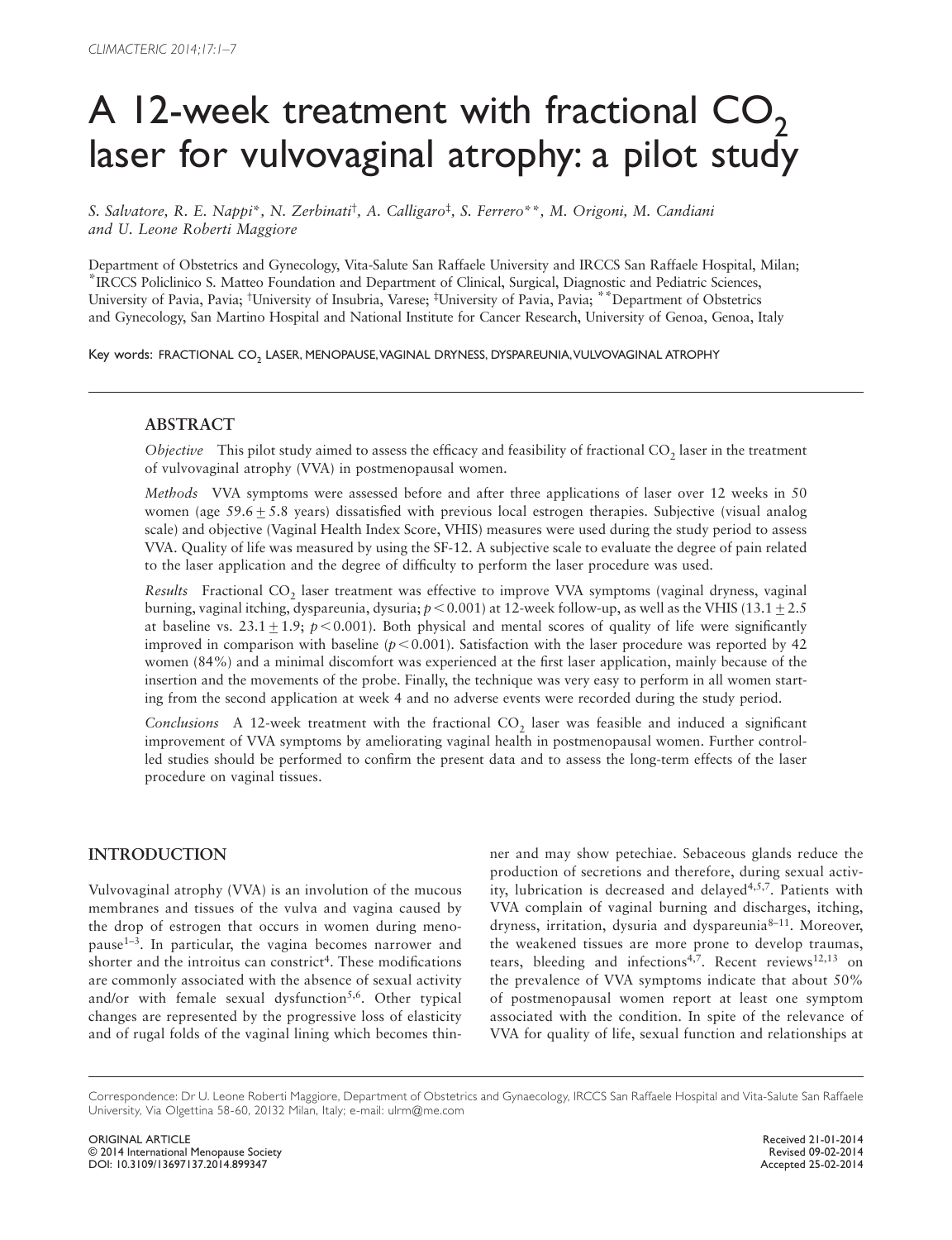# A 12-week treatment with fractional $CO_2$ laser for vulvovaginal atrophy: a pilot study

*S. Salvatore, R. E. Nappi\*, N. Zerbinati†, A. Calligaro‡, S. Ferrero\*\*, M. Origoni, M. Candiani and U. Leone Roberti Maggiore*

Department of Obstetrics and Gynecology, Vita-Salute San Raffaele University and IRCCS San Raffaele Hospital, Milan; \*IRCCS Policlinico S. Matteo Foundation and Department of Clinical, Surgical, Diagnostic and Pediatric Sciences, University of Pavia, Pavia; †University of Insubria, Varese; ‡University of Pavia, Pavia; \*\*Department of Obstetrics and Gynecology, San Martino Hospital and National Institute for Cancer Research, University of Genoa, Genoa, Italy

Key words: FRACTIONAL $CO_2$ LASER, MENOPAUSE, VAGINAL DRYNESS, DYSPAREUNIA, VULVOVAGINAL ATROPHY

## ABSTRACT

*Objective* This pilot study aimed to assess the efficacy and feasibility of fractional $CO_2$ laser in the treatment of vulvovaginal atrophy (VVA) in postmenopausal women.

*Methods* VVA symptoms were assessed before and after three applications of laser over 12 weeks in 50 women (age $59.6 \pm 5.8$ years) dissatisfied with previous local estrogen therapies. Subjective (visual analog scale) and objective (Vaginal Health Index Score, VHIS) measures were used during the study period to assess VVA. Quality of life was measured by using the SF-12. A subjective scale to evaluate the degree of pain related to the laser application and the degree of difficulty to perform the laser procedure was used.

*Results* Fractional $CO_2$ laser treatment was effective to improve VVA symptoms (vaginal dryness, vaginal burning, vaginal itching, dyspareunia, dysuria; $p < 0.001$) at 12-week follow-up, as well as the VHIS ($13.1 \pm 2.5$ at baseline vs. $23.1 \pm 1.9$; $p < 0.001$). Both physical and mental scores of quality of life were significantly improved in comparison with baseline ($p < 0.001$). Satisfaction with the laser procedure was reported by 42 women (84%) and a minimal discomfort was experienced at the first laser application, mainly because of the insertion and the movements of the probe. Finally, the technique was very easy to perform in all women starting from the second application at week 4 and no adverse events were recorded during the study period.

*Conclusions* A 12-week treatment with the fractional $CO_2$ laser was feasible and induced a significant improvement of VVA symptoms by ameliorating vaginal health in postmenopausal women. Further controlled studies should be performed to confirm the present data and to assess the long-term effects of the laser procedure on vaginal tissues.

## INTRODUCTION

Vulvovaginal atrophy (VVA) is an involution of the mucous membranes and tissues of the vulva and vagina caused by the drop of estrogen that occurs in women during menopause[1–3]. In particular, the vagina becomes narrower and shorter and the introitus can constrict[4]. These modifications are commonly associated with the absence of sexual activity and/or with female sexual dysfunction[5,6]. Other typical changes are represented by the progressive loss of elasticity and of rugal folds of the vaginal lining which becomes thinner and may show petechiae. Sebaceous glands reduce the production of secretions and therefore, during sexual activity, lubrication is decreased and delayed[4,5,7]. Patients with VVA complain of vaginal burning and discharges, itching, dryness, irritation, dysuria and dyspareunia[8–11]. Moreover, the weakened tissues are more prone to develop traumas, tears, bleeding and infections[4,7]. Recent reviews[12,13] on the prevalence of VVA symptoms indicate that about 50% of postmenopausal women report at least one symptom associated with the condition. In spite of the relevance of VVA for quality of life, sexual function and relationships at

Correspondence: Dr U. Leone Roberti Maggiore, Department of Obstetrics and Gynaecology, IRCCS San Raffaele Hospital and Vita-Salute San Raffaele University, Via Olgettina 58-60, 20132 Milan, Italy; e-mail: ulrm@me.com

ORIGINAL ARTICLE
© 2014 International Menopause Society
DOI: 10.3109/13697137.2014.899347

Received 21-01-2014
Revised 09-02-2014
Accepted 25-02-2014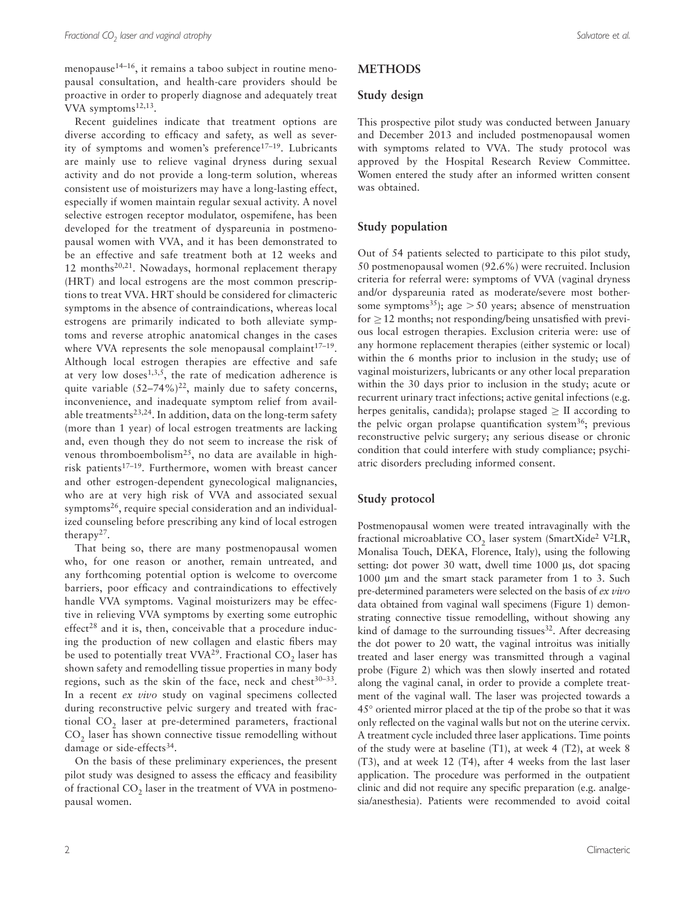menopause[14–16], it remains a taboo subject in routine menopausal consultation, and health-care providers should be proactive in order to properly diagnose and adequately treat VVA symptoms[12,13].

Recent guidelines indicate that treatment options are diverse according to efficacy and safety, as well as severity of symptoms and women's preference[17–19]. Lubricants are mainly use to relieve vaginal dryness during sexual activity and do not provide a long-term solution, whereas consistent use of moisturizers may have a long-lasting effect, especially if women maintain regular sexual activity. A novel selective estrogen receptor modulator, ospemifene, has been developed for the treatment of dyspareunia in postmenopausal women with VVA, and it has been demonstrated to be an effective and safe treatment both at 12 weeks and 12 months[20,21]. Nowadays, hormonal replacement therapy (HRT) and local estrogens are the most common prescriptions to treat VVA. HRT should be considered for climacteric symptoms in the absence of contraindications, whereas local estrogens are primarily indicated to both alleviate symptoms and reverse atrophic anatomical changes in the cases where VVA represents the sole menopausal complaint[17–19]. Although local estrogen therapies are effective and safe at very low doses[1,3,5], the rate of medication adherence is quite variable (52–74%)[22], mainly due to safety concerns, inconvenience, and inadequate symptom relief from available treatments[23,24]. In addition, data on the long-term safety (more than 1 year) of local estrogen treatments are lacking and, even though they do not seem to increase the risk of venous thromboembolism[25], no data are available in high-risk patients[17–19]. Furthermore, women with breast cancer and other estrogen-dependent gynecological malignancies, who are at very high risk of VVA and associated sexual symptoms[26], require special consideration and an individualized counseling before prescribing any kind of local estrogen therapy[27].

That being so, there are many postmenopausal women who, for one reason or another, remain untreated, and any forthcoming potential option is welcome to overcome barriers, poor efficacy and contraindications to effectively handle VVA symptoms. Vaginal moisturizers may be effective in relieving VVA symptoms by exerting some eutrophic effect[28] and it is, then, conceivable that a procedure inducing the production of new collagen and elastic fibers may be used to potentially treat VVA[29]. Fractional $CO_2$ laser has shown safety and remodelling tissue properties in many body regions, such as the skin of the face, neck and chest[30–33]. In a recent *ex vivo* study on vaginal specimens collected during reconstructive pelvic surgery and treated with fractional $CO_2$ laser at pre-determined parameters, fractional $CO_2$ laser has shown connective tissue remodelling without damage or side-effects[34].

On the basis of these preliminary experiences, the present pilot study was designed to assess the efficacy and feasibility of fractional $CO_2$ laser in the treatment of VVA in postmenopausal women.

## METHODS

### Study design

This prospective pilot study was conducted between January and December 2013 and included postmenopausal women with symptoms related to VVA. The study protocol was approved by the Hospital Research Review Committee. Women entered the study after an informed written consent was obtained.

### Study population

Out of 54 patients selected to participate to this pilot study, 50 postmenopausal women (92.6%) were recruited. Inclusion criteria for referral were: symptoms of VVA (vaginal dryness and/or dyspareunia rated as moderate/severe most bothersome symptoms[35]); age $> 50$ years; absence of menstruation for $\geq 12$ months; not responding/being unsatisfied with previous local estrogen therapies. Exclusion criteria were: use of any hormone replacement therapies (either systemic or local) within the 6 months prior to inclusion in the study; use of vaginal moisturizers, lubricants or any other local preparation within the 30 days prior to inclusion in the study; acute or recurrent urinary tract infections; active genital infections (e.g. herpes genitalis, candida); prolapse staged $\geq$ II according to the pelvic organ prolapse quantification system[36]; previous reconstructive pelvic surgery; any serious disease or chronic condition that could interfere with study compliance; psychiatric disorders precluding informed consent.

### Study protocol

Postmenopausal women were treated intravaginally with the fractional microablative $CO_2$ laser system (SmartXide$^2$ V$^2$LR, Monalisa Touch, DEKA, Florence, Italy), using the following setting: dot power 30 watt, dwell time 1000 μs, dot spacing 1000 μm and the smart stack parameter from 1 to 3. Such pre-determined parameters were selected on the basis of *ex vivo* data obtained from vaginal wall specimens (Figure 1) demonstrating connective tissue remodelling, without showing any kind of damage to the surrounding tissues[32]. After decreasing the dot power to 20 watt, the vaginal introitus was initially treated and laser energy was transmitted through a vaginal probe (Figure 2) which was then slowly inserted and rotated along the vaginal canal, in order to provide a complete treatment of the vaginal wall. The laser was projected towards a 45° oriented mirror placed at the tip of the probe so that it was only reflected on the vaginal walls but not on the uterine cervix. A treatment cycle included three laser applications. Time points of the study were at baseline (T1), at week 4 (T2), at week 8 (T3), and at week 12 (T4), after 4 weeks from the last laser application. The procedure was performed in the outpatient clinic and did not require any specific preparation (e.g. analgesia/anesthesia). Patients were recommended to avoid coital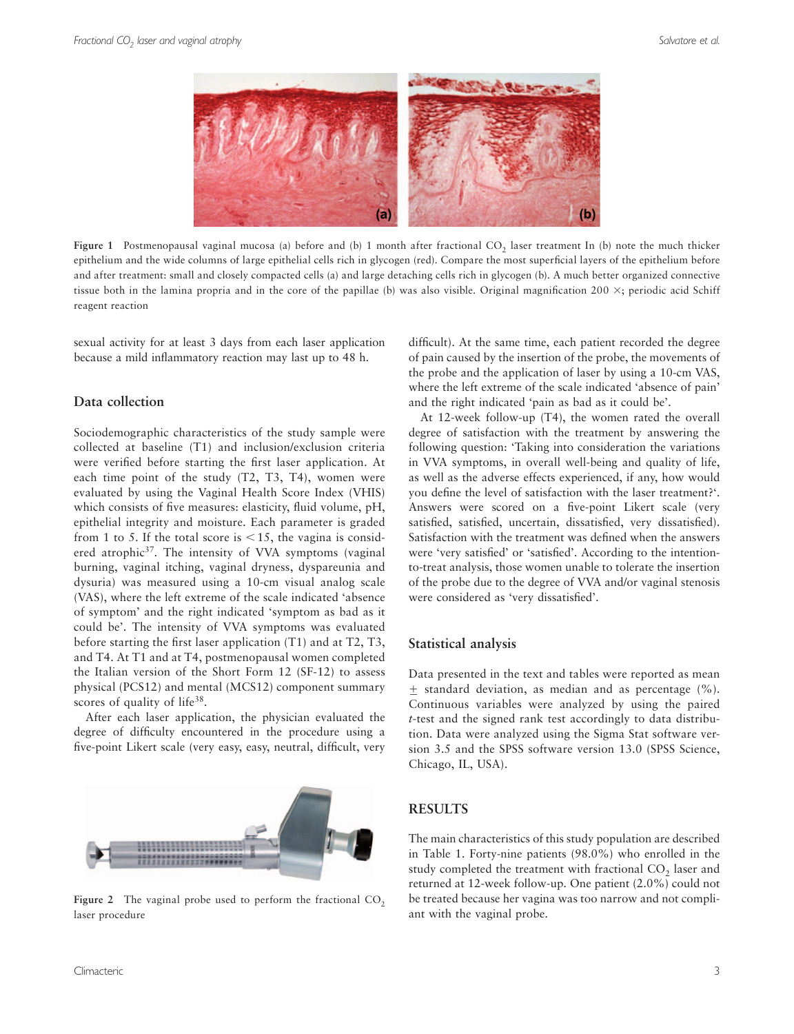Figure 1 Postmenopausal vaginal mucosa (a) before and (b) 1 month after fractional $CO_2$ laser treatment In (b) note the much thicker epithelium and the wide columns of large epithelial cells rich in glycogen (red). Compare the most superficial layers of the epithelium before and after treatment: small and closely compacted cells (a) and large detaching cells rich in glycogen (b). A much better organized connective tissue both in the lamina propria and in the core of the papillae (b) was also visible. Original magnification 200 ×; periodic acid Schiff reagent reaction

sexual activity for at least 3 days from each laser application because a mild inflammatory reaction may last up to 48 h.

## Data collection

Sociodemographic characteristics of the study sample were collected at baseline (T1) and inclusion/exclusion criteria were verified before starting the first laser application. At each time point of the study (T2, T3, T4), women were evaluated by using the Vaginal Health Score Index (VHIS) which consists of five measures: elasticity, fluid volume, pH, epithelial integrity and moisture. Each parameter is graded from 1 to 5. If the total score is $< 15$, the vagina is considered atrophic[37]. The intensity of VVA symptoms (vaginal burning, vaginal itching, vaginal dryness, dyspareunia and dysuria) was measured using a 10-cm visual analog scale (VAS), where the left extreme of the scale indicated 'absence of symptom' and the right indicated 'symptom as bad as it could be'. The intensity of VVA symptoms was evaluated before starting the first laser application (T1) and at T2, T3, and T4. At T1 and at T4, postmenopausal women completed the Italian version of the Short Form 12 (SF-12) to assess physical (PCS12) and mental (MCS12) component summary scores of quality of life[38].

After each laser application, the physician evaluated the degree of difficulty encountered in the procedure using a five-point Likert scale (very easy, easy, neutral, difficult, very difficult). At the same time, each patient recorded the degree of pain caused by the insertion of the probe, the movements of the probe and the application of laser by using a 10-cm VAS, where the left extreme of the scale indicated 'absence of pain' and the right indicated 'pain as bad as it could be'.

At 12-week follow-up (T4), the women rated the overall degree of satisfaction with the treatment by answering the following question: 'Taking into consideration the variations in VVA symptoms, in overall well-being and quality of life, as well as the adverse effects experienced, if any, how would you define the level of satisfaction with the laser treatment?'. Answers were scored on a five-point Likert scale (very satisfied, satisfied, uncertain, dissatisfied, very dissatisfied). Satisfaction with the treatment was defined when the answers were 'very satisfied' or 'satisfied'. According to the intention-to-treat analysis, those women unable to tolerate the insertion of the probe due to the degree of VVA and/or vaginal stenosis were considered as 'very dissatisfied'.

Figure 2 The vaginal probe used to perform the fractional $CO_2$ laser procedure

## Statistical analysis

Data presented in the text and tables were reported as mean ± standard deviation, as median and as percentage (%). Continuous variables were analyzed by using the paired *t*-test and the signed rank test accordingly to data distribution. Data were analyzed using the Sigma Stat software version 3.5 and the SPSS software version 13.0 (SPSS Science, Chicago, IL, USA).

## RESULTS

The main characteristics of this study population are described in Table 1. Forty-nine patients (98.0%) who enrolled in the study completed the treatment with fractional $CO_2$ laser and returned at 12-week follow-up. One patient (2.0%) could not be treated because her vagina was too narrow and not compliant with the vaginal probe.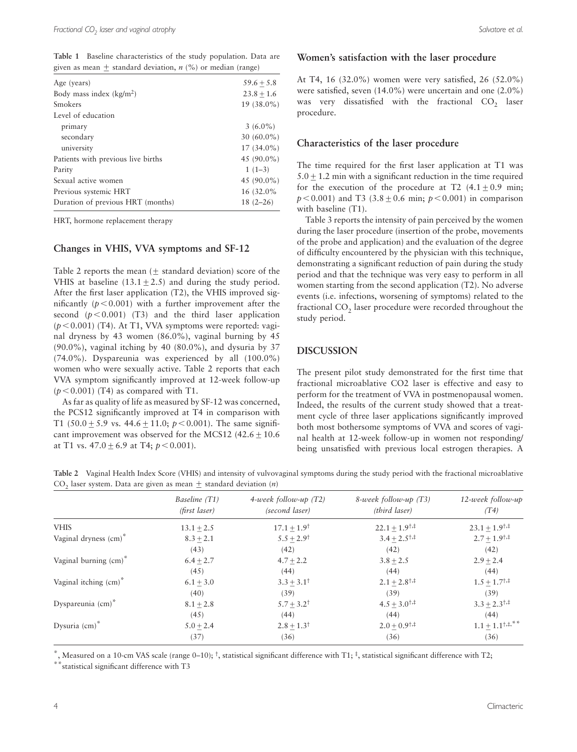**Table 1** Baseline characteristics of the study population. Data are given as mean ± standard deviation, *n* (%) or median (range)

| | |
|---|---|
| Age (years) | 59.6 ± 5.8 |
| Body mass index (kg/m$^2$) | 23.8 ± 1.6 |
| Smokers | 19 (38.0%) |
| Level of education | |
| primary | 3 (6.0%) |
| secondary | 30 (60.0%) |
| university | 17 (34.0%) |
| Patients with previous live births | 45 (90.0%) |
| Parity | 1 (1–3) |
| Sexual active women | 45 (90.0%) |
| Previous systemic HRT | 16 (32.0% |
| Duration of previous HRT (months) | 18 (2–26) |

HRT, hormone replacement therapy

## Changes in VHIS, VVA symptoms and SF-12

Table 2 reports the mean (± standard deviation) score of the VHIS at baseline (13.1 ± 2.5) and during the study period. After the first laser application (T2), the VHIS improved significantly ($p < 0.001$) with a further improvement after the second ($p < 0.001$) (T3) and the third laser application ($p < 0.001$) (T4). At T1, VVA symptoms were reported: vaginal dryness by 43 women (86.0%), vaginal burning by 45 (90.0%), vaginal itching by 40 (80.0%), and dysuria by 37 (74.0%). Dyspareunia was experienced by all (100.0%) women who were sexually active. Table 2 reports that each VVA symptom significantly improved at 12-week follow-up ($p < 0.001$) (T4) as compared with T1.

As far as quality of life as measured by SF-12 was concerned, the PCS12 significantly improved at T4 in comparison with T1 (50.0 ± 5.9 vs. 44.6 ± 11.0; $p < 0.001$). The same significant improvement was observed for the MCS12 (42.6 ± 10.6 at T1 vs. 47.0 ± 6.9 at T4; $p < 0.001$).

## Women's satisfaction with the laser procedure

At T4, 16 (32.0%) women were very satisfied, 26 (52.0%) were satisfied, seven (14.0%) were uncertain and one (2.0%) was very dissatisfied with the fractional $CO_2$ laser procedure.

## Characteristics of the laser procedure

The time required for the first laser application at T1 was 5.0 ± 1.2 min with a significant reduction in the time required for the execution of the procedure at T2 (4.1 ± 0.9 min; $p < 0.001$) and T3 (3.8 ± 0.6 min; $p < 0.001$) in comparison with baseline (T1).

Table 3 reports the intensity of pain perceived by the women during the laser procedure (insertion of the probe, movements of the probe and application) and the evaluation of the degree of difficulty encountered by the physician with this technique, demonstrating a significant reduction of pain during the study period and that the technique was very easy to perform in all women starting from the second application (T2). No adverse events (i.e. infections, worsening of symptoms) related to the fractional $CO_2$ laser procedure were recorded throughout the study period.

## DISCUSSION

The present pilot study demonstrated for the first time that fractional microablative CO2 laser is effective and easy to perform for the treatment of VVA in postmenopausal women. Indeed, the results of the current study showed that a treatment cycle of three laser applications significantly improved both most bothersome symptoms of VVA and scores of vaginal health at 12-week follow-up in women not responding/being unsatisfied with previous local estrogen therapies. A

**Table 2** Vaginal Health Index Score (VHIS) and intensity of vulvovaginal symptoms during the study period with the fractional microablative $CO_2$ laser system. Data are given as mean ± standard deviation (*n*)

| | *Baseline (T1) (first laser)* | *4-week follow-up (T2) (second laser)* | *8-week follow-up (T3) (third laser)* | *12-week follow-up (T4)* |
|---|---|---|---|---|
| VHIS | 13.1 ± 2.5 | 17.1 ± 1.9$^{†}$ | 22.1 ± 1.9$^{†,‡}$ | 23.1 ± 1.9$^{†,‡}$ |
| Vaginal dryness (cm)* | 8.3 ± 2.1 (43) | 5.5 ± 2.9$^{†}$ (42) | 3.4 ± 2.5$^{†,‡}$ (42) | 2.7 ± 1.9$^{†,‡}$ (42) |
| Vaginal burning (cm)* | 6.4 ± 2.7 (45) | 4.7 ± 2.2 (44) | 3.8 ± 2.5 (44) | 2.9 ± 2.4 (44) |
| Vaginal itching (cm)* | 6.1 ± 3.0 (40) | 3.3 ± 3.1$^{†}$ (39) | 2.1 ± 2.8$^{†,‡}$ (39) | 1.5 ± 1.7$^{†,‡}$ (39) |
| Dyspareunia (cm)* | 8.1 ± 2.8 (45) | 5.7 ± 3.2$^{†}$ (44) | 4.5 ± 3.0$^{†,‡}$ (44) | 3.3 ± 2.3$^{†,‡}$ (44) |
| Dysuria (cm)* | 5.0 ± 2.4 (37) | 2.8 ± 1.3$^{†}$ (36) | 2.0 ± 0.9$^{†,‡}$ (36) | 1.1 ± 1.1$^{†,‡,**}$ (36) |

*, Measured on a 10-cm VAS scale (range 0–10); †, statistical significant difference with T1; ‡, statistical significant difference with T2;
**statistical significant difference with T3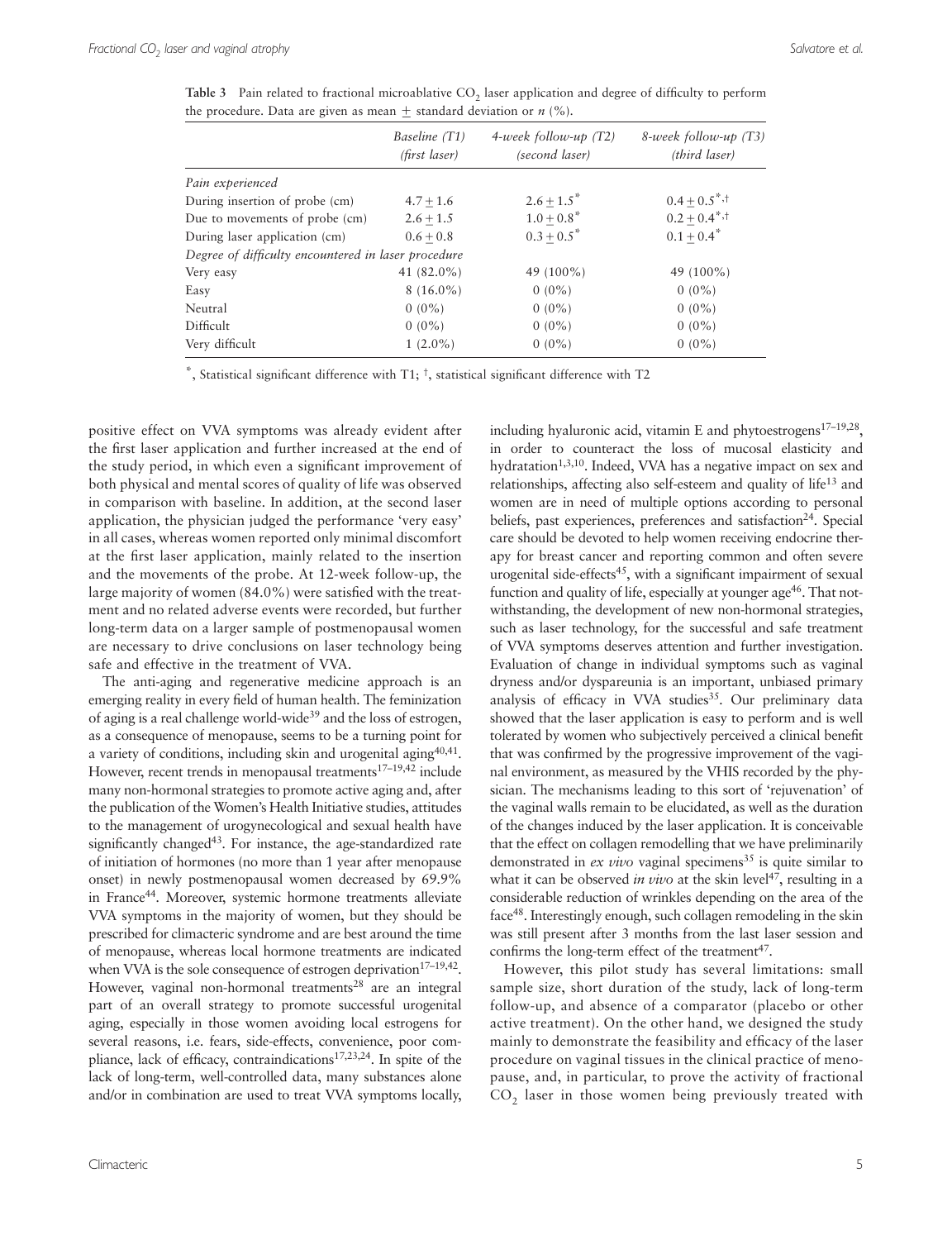**Table 3** Pain related to fractional microablative $CO_2$ laser application and degree of difficulty to perform the procedure. Data are given as mean $\pm$ standard deviation or $n$ (%).

| | *Baseline (T1) (first laser)* | *4-week follow-up (T2) (second laser)* | *8-week follow-up (T3) (third laser)* |
|---|---|---|---|
| *Pain experienced* | | | |
| During insertion of probe (cm) | $4.7 \pm 1.6$ | $2.6 \pm 1.5^{*}$ | $0.4 \pm 0.5^{*,\dagger}$ |
| Due to movements of probe (cm) | $2.6 \pm 1.5$ | $1.0 \pm 0.8^{*}$ | $0.2 \pm 0.4^{*,\dagger}$ |
| During laser application (cm) | $0.6 \pm 0.8$ | $0.3 \pm 0.5^{*}$ | $0.1 \pm 0.4^{*}$ |
| *Degree of difficulty encountered in laser procedure* | | | |
| Very easy | 41 (82.0%) | 49 (100%) | 49 (100%) |
| Easy | 8 (16.0%) | 0 (0%) | 0 (0%) |
| Neutral | 0 (0%) | 0 (0%) | 0 (0%) |
| Difficult | 0 (0%) | 0 (0%) | 0 (0%) |
| Very difficult | 1 (2.0%) | 0 (0%) | 0 (0%) |

$^{*}$, Statistical significant difference with T1; $^{\dagger}$, statistical significant difference with T2

positive effect on VVA symptoms was already evident after the first laser application and further increased at the end of the study period, in which even a significant improvement of both physical and mental scores of quality of life was observed in comparison with baseline. In addition, at the second laser application, the physician judged the performance 'very easy' in all cases, whereas women reported only minimal discomfort at the first laser application, mainly related to the insertion and the movements of the probe. At 12-week follow-up, the large majority of women (84.0%) were satisfied with the treatment and no related adverse events were recorded, but further long-term data on a larger sample of postmenopausal women are necessary to drive conclusions on laser technology being safe and effective in the treatment of VVA.

The anti-aging and regenerative medicine approach is an emerging reality in every field of human health. The feminization of aging is a real challenge world-wide[39] and the loss of estrogen, as a consequence of menopause, seems to be a turning point for a variety of conditions, including skin and urogenital aging[40,41]. However, recent trends in menopausal treatments[17–19,42] include many non-hormonal strategies to promote active aging and, after the publication of the Women's Health Initiative studies, attitudes to the management of urogynecological and sexual health have significantly changed[43]. For instance, the age-standardized rate of initiation of hormones (no more than 1 year after menopause onset) in newly postmenopausal women decreased by 69.9% in France[44]. Moreover, systemic hormone treatments alleviate VVA symptoms in the majority of women, but they should be prescribed for climacteric syndrome and are best around the time of menopause, whereas local hormone treatments are indicated when VVA is the sole consequence of estrogen deprivation[17–19,42]. However, vaginal non-hormonal treatments[28] are an integral part of an overall strategy to promote successful urogenital aging, especially in those women avoiding local estrogens for several reasons, i.e. fears, side-effects, convenience, poor compliance, lack of efficacy, contraindications[17,23,24]. In spite of the lack of long-term, well-controlled data, many substances alone and/or in combination are used to treat VVA symptoms locally, including hyaluronic acid, vitamin E and phytoestrogens[17–19,28], in order to counteract the loss of mucosal elasticity and hydratation[1,3,10]. Indeed, VVA has a negative impact on sex and relationships, affecting also self-esteem and quality of life[13] and women are in need of multiple options according to personal beliefs, past experiences, preferences and satisfaction[24]. Special care should be devoted to help women receiving endocrine therapy for breast cancer and reporting common and often severe urogenital side-effects[45], with a significant impairment of sexual function and quality of life, especially at younger age[46]. That notwithstanding, the development of new non-hormonal strategies, such as laser technology, for the successful and safe treatment of VVA symptoms deserves attention and further investigation. Evaluation of change in individual symptoms such as vaginal dryness and/or dyspareunia is an important, unbiased primary analysis of efficacy in VVA studies[35]. Our preliminary data showed that the laser application is easy to perform and is well tolerated by women who subjectively perceived a clinical benefit that was confirmed by the progressive improvement of the vaginal environment, as measured by the VHIS recorded by the physician. The mechanisms leading to this sort of 'rejuvenation' of the vaginal walls remain to be elucidated, as well as the duration of the changes induced by the laser application. It is conceivable that the effect on collagen remodelling that we have preliminarily demonstrated in *ex vivo* vaginal specimens[35] is quite similar to what it can be observed *in vivo* at the skin level[47], resulting in a considerable reduction of wrinkles depending on the area of the face[48]. Interestingly enough, such collagen remodeling in the skin was still present after 3 months from the last laser session and confirms the long-term effect of the treatment[47].

However, this pilot study has several limitations: small sample size, short duration of the study, lack of long-term follow-up, and absence of a comparator (placebo or other active treatment). On the other hand, we designed the study mainly to demonstrate the feasibility and efficacy of the laser procedure on vaginal tissues in the clinical practice of menopause, and, in particular, to prove the activity of fractional $CO_2$ laser in those women being previously treated with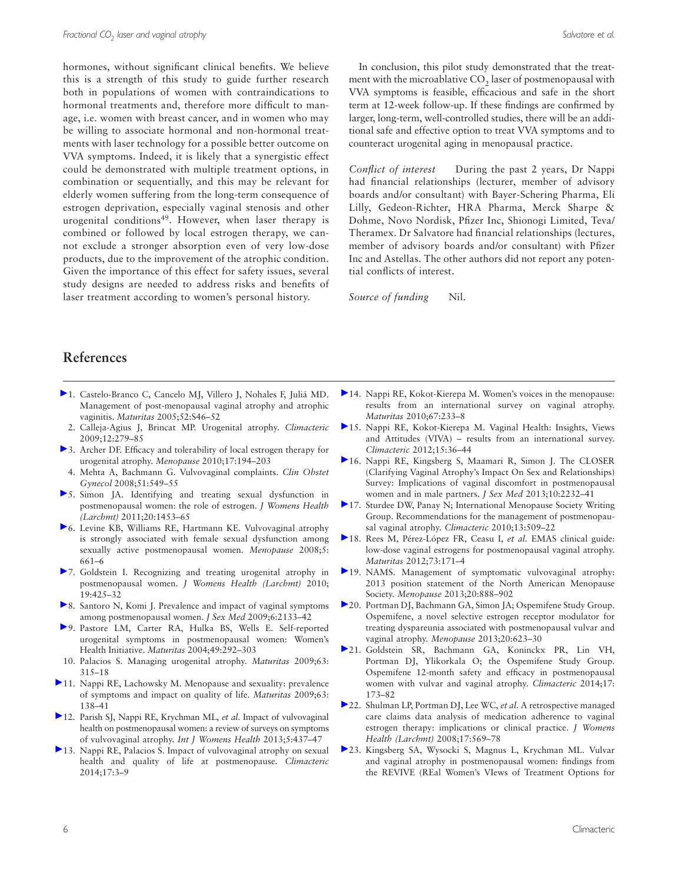hormones, without significant clinical benefits. We believe this is a strength of this study to guide further research both in populations of women with contraindications to hormonal treatments and, therefore more difficult to manage, i.e. women with breast cancer, and in women who may be willing to associate hormonal and non-hormonal treatments with laser technology for a possible better outcome on VVA symptoms. Indeed, it is likely that a synergistic effect could be demonstrated with multiple treatment options, in combination or sequentially, and this may be relevant for elderly women suffering from the long-term consequence of estrogen deprivation, especially vaginal stenosis and other urogenital conditions[49]. However, when laser therapy is combined or followed by local estrogen therapy, we cannot exclude a stronger absorption even of very low-dose products, due to the improvement of the atrophic condition. Given the importance of this effect for safety issues, several study designs are needed to address risks and benefits of laser treatment according to women's personal history.

In conclusion, this pilot study demonstrated that the treatment with the microablative $CO_2$ laser of postmenopausal with VVA symptoms is feasible, efficacious and safe in the short term at 12-week follow-up. If these findings are confirmed by larger, long-term, well-controlled studies, there will be an additional safe and effective option to treat VVA symptoms and to counteract urogenital aging in menopausal practice.

*Conflict of interest* During the past 2 years, Dr Nappi had financial relationships (lecturer, member of advisory boards and/or consultant) with Bayer-Schering Pharma, Eli Lilly, Gedeon-Richter, HRA Pharma, Merck Sharpe & Dohme, Novo Nordisk, Pfizer Inc, Shionogi Limited, Teva/Theramex. Dr Salvatore had financial relationships (lectures, member of advisory boards and/or consultant) with Pfizer Inc and Astellas. The other authors did not report any potential conflicts of interest.

*Source of funding* Nil.

## References

1. Castelo-Branco C, Cancelo MJ, Villero J, Nohales F, Juliá MD. Management of post-menopausal vaginal atrophy and atrophic vaginitis. *Maturitas* 2005;52:S46–52
2. Calleja-Agius J, Brincat MP. Urogenital atrophy. *Climacteric* 2009;12:279–85
3. Archer DF. Efficacy and tolerability of local estrogen therapy for urogenital atrophy. *Menopause* 2010;17:194–203
4. Mehta A, Bachmann G. Vulvovaginal complaints. *Clin Obstet Gynecol* 2008;51:549–55
5. Simon JA. Identifying and treating sexual dysfunction in postmenopausal women: the role of estrogen. *J Womens Health (Larchmt)* 2011;20:1453–65
6. Levine KB, Williams RE, Hartmann KE. Vulvovaginal atrophy is strongly associated with female sexual dysfunction among sexually active postmenopausal women. *Menopause* 2008;5:661–6
7. Goldstein I. Recognizing and treating urogenital atrophy in postmenopausal women. *J Womens Health (Larchmt)* 2010;19:425–32
8. Santoro N, Komi J. Prevalence and impact of vaginal symptoms among postmenopausal women. *J Sex Med* 2009;6:2133–42
9. Pastore LM, Carter RA, Hulka BS, Wells E. Self-reported urogenital symptoms in postmenopausal women: Women's Health Initiative. *Maturitas* 2004;49:292–303
10. Palacios S. Managing urogenital atrophy. *Maturitas* 2009;63:315–18
11. Nappi RE, Lachowsky M. Menopause and sexuality: prevalence of symptoms and impact on quality of life. *Maturitas* 2009;63:138–41
12. Parish SJ, Nappi RE, Krychman ML, *et al*. Impact of vulvovaginal health on postmenopausal women: a review of surveys on symptoms of vulvovaginal atrophy. *Int J Womens Health* 2013;5:437–47
13. Nappi RE, Palacios S. Impact of vulvovaginal atrophy on sexual health and quality of life at postmenopause. *Climacteric* 2014;17:3–9
14. Nappi RE, Kokot-Kierepa M. Women's voices in the menopause: results from an international survey on vaginal atrophy. *Maturitas* 2010;67:233–8
15. Nappi RE, Kokot-Kierepa M. Vaginal Health: Insights, Views and Attitudes (VIVA) – results from an international survey. *Climacteric* 2012;15:36–44
16. Nappi RE, Kingsberg S, Maamari R, Simon J. The CLOSER (Clarifying Vaginal Atrophy's Impact On Sex and Relationships) Survey: Implications of vaginal discomfort in postmenopausal women and in male partners. *J Sex Med* 2013;10:2232–41
17. Sturdee DW, Panay N; International Menopause Society Writing Group. Recommendations for the management of postmenopausal vaginal atrophy. *Climacteric* 2010;13:509–22
18. Rees M, Pérez-López FR, Ceasu I, *et al*. EMAS clinical guide: low-dose vaginal estrogens for postmenopausal vaginal atrophy. *Maturitas* 2012;73:171–4
19. NAMS. Management of symptomatic vulvovaginal atrophy: 2013 position statement of the North American Menopause Society. *Menopause* 2013;20:888–902
20. Portman DJ, Bachmann GA, Simon JA; Ospemifene Study Group. Ospemifene, a novel selective estrogen receptor modulator for treating dyspareunia associated with postmenopausal vulvar and vaginal atrophy. *Menopause* 2013;20:623–30
21. Goldstein SR, Bachmann GA, Koninckx PR, Lin VH, Portman DJ, Ylikorkala O; the Ospemifene Study Group. Ospemifene 12-month safety and efficacy in postmenopausal women with vulvar and vaginal atrophy. *Climacteric* 2014;17:173–82
22. Shulman LP, Portman DJ, Lee WC, *et al*. A retrospective managed care claims data analysis of medication adherence to vaginal estrogen therapy: implications or clinical practice. *J Womens Health (Larchmt)* 2008;17:569–78
23. Kingsberg SA, Wysocki S, Magnus L, Krychman ML. Vulvar and vaginal atrophy in postmenopausal women: findings from the REVIVE (REal Women's VIews of Treatment Options for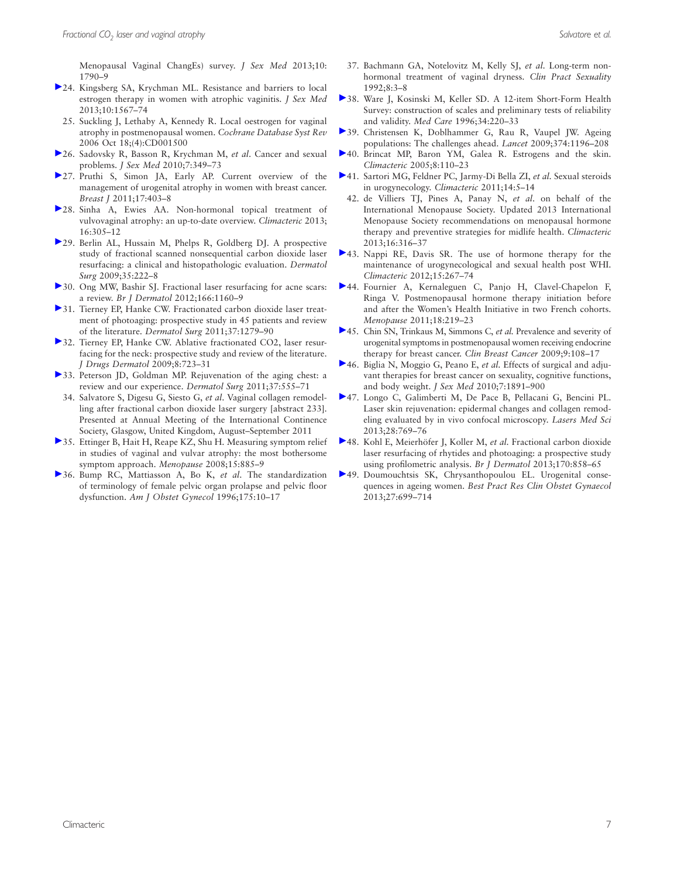Menopausal Vaginal ChangEs) survey. *J Sex Med* 2013;10: 1790–9

24. Kingsberg SA, Krychman ML. Resistance and barriers to local estrogen therapy in women with atrophic vaginitis. *J Sex Med* 2013;10:1567–74
25. Suckling J, Lethaby A, Kennedy R. Local oestrogen for vaginal atrophy in postmenopausal women. *Cochrane Database Syst Rev* 2006 Oct 18;(4):CD001500
26. Sadovsky R, Basson R, Krychman M, *et al*. Cancer and sexual problems. *J Sex Med* 2010;7:349–73
27. Pruthi S, Simon JA, Early AP. Current overview of the management of urogenital atrophy in women with breast cancer. *Breast J* 2011;17:403–8
28. Sinha A, Ewies AA. Non-hormonal topical treatment of vulvovaginal atrophy: an up-to-date overview. *Climacteric* 2013; 16:305–12
29. Berlin AL, Hussain M, Phelps R, Goldberg DJ. A prospective study of fractional scanned nonsequential carbon dioxide laser resurfacing: a clinical and histopathologic evaluation. *Dermatol Surg* 2009;35:222–8
30. Ong MW, Bashir SJ. Fractional laser resurfacing for acne scars: a review. *Br J Dermatol* 2012;166:1160–9
31. Tierney EP, Hanke CW. Fractionated carbon dioxide laser treatment of photoaging: prospective study in 45 patients and review of the literature. *Dermatol Surg* 2011;37:1279–90
32. Tierney EP, Hanke CW. Ablative fractionated CO2, laser resurfacing for the neck: prospective study and review of the literature. *J Drugs Dermatol* 2009;8:723–31
33. Peterson JD, Goldman MP. Rejuvenation of the aging chest: a review and our experience. *Dermatol Surg* 2011;37:555–71
34. Salvatore S, Digesu G, Siesto G, *et al*. Vaginal collagen remodelling after fractional carbon dioxide laser surgery [abstract 233]. Presented at Annual Meeting of the International Continence Society, Glasgow, United Kingdom, August–September 2011
35. Ettinger B, Hait H, Reape KZ, Shu H. Measuring symptom relief in studies of vaginal and vulvar atrophy: the most bothersome symptom approach. *Menopause* 2008;15:885–9
36. Bump RC, Mattiasson A, Bo K, *et al*. The standardization of terminology of female pelvic organ prolapse and pelvic floor dysfunction. *Am J Obstet Gynecol* 1996;175:10–17
37. Bachmann GA, Notelovitz M, Kelly SJ, *et al*. Long-term non-hormonal treatment of vaginal dryness. *Clin Pract Sexuality* 1992;8:3–8
38. Ware J, Kosinski M, Keller SD. A 12-item Short-Form Health Survey: construction of scales and preliminary tests of reliability and validity. *Med Care* 1996;34:220–33
39. Christensen K, Doblhammer G, Rau R, Vaupel JW. Ageing populations: The challenges ahead. *Lancet* 2009;374:1196–208
40. Brincat MP, Baron YM, Galea R. Estrogens and the skin. *Climacteric* 2005;8:110–23
41. Sartori MG, Feldner PC, Jarmy-Di Bella ZI, *et al*. Sexual steroids in urogynecology. *Climacteric* 2011;14:5–14
42. de Villiers TJ, Pines A, Panay N, *et al*. on behalf of the International Menopause Society. Updated 2013 International Menopause Society recommendations on menopausal hormone therapy and preventive strategies for midlife health. *Climacteric* 2013;16:316–37
43. Nappi RE, Davis SR. The use of hormone therapy for the maintenance of urogynecological and sexual health post WHI. *Climacteric* 2012;15:267–74
44. Fournier A, Kernaleguen C, Panjo H, Clavel-Chapelon F, Ringa V. Postmenopausal hormone therapy initiation before and after the Women's Health Initiative in two French cohorts. *Menopause* 2011;18:219–23
45. Chin SN, Trinkaus M, Simmons C, *et al*. Prevalence and severity of urogenital symptoms in postmenopausal women receiving endocrine therapy for breast cancer. *Clin Breast Cancer* 2009;9:108–17
46. Biglia N, Moggio G, Peano E, *et al*. Effects of surgical and adjuvant therapies for breast cancer on sexuality, cognitive functions, and body weight. *J Sex Med* 2010;7:1891–900
47. Longo C, Galimberti M, De Pace B, Pellacani G, Bencini PL. Laser skin rejuvenation: epidermal changes and collagen remodeling evaluated by in vivo confocal microscopy. *Lasers Med Sci* 2013;28:769–76
48. Kohl E, Meierhöfer J, Koller M, *et al*. Fractional carbon dioxide laser resurfacing of rhytides and photoaging: a prospective study using profilometric analysis. *Br J Dermatol* 2013;170:858–65
49. Doumouchtsis SK, Chrysanthopoulou EL. Urogenital consequences in ageing women. *Best Pract Res Clin Obstet Gynaecol* 2013;27:699–714